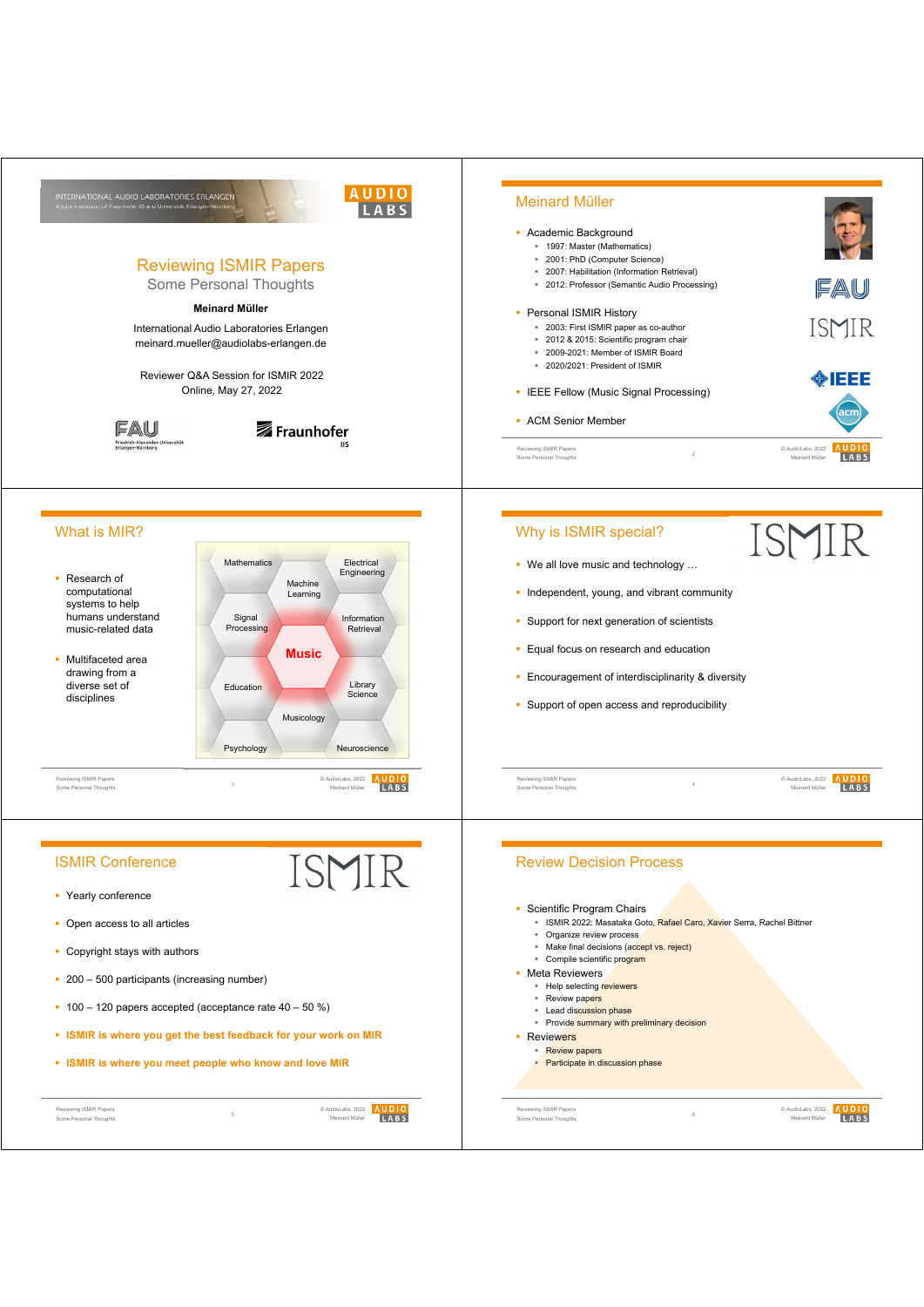INTERNATIONAL AUDIO LABORATORIES ERLANGEN
A joint institution of Fraunhofer IIS and Universität Erlangen-Nürnberg

# Reviewing ISMIR Papers

## Some Personal Thoughts

**Meinard Müller**

International Audio Laboratories Erlangen
meinard.mueller@audiolabs-erlangen.de

Reviewer Q&A Session for ISMIR 2022
Online, May 27, 2022

---

## Meinard Müller

- Academic Background
  - 1997: Master (Mathematics)
  - 2001: PhD (Computer Science)
  - 2007: Habilitation (Information Retrieval)
  - 2012: Professor (Semantic Audio Processing)
- Personal ISMIR History
  - 2003: First ISMIR paper as co-author
  - 2012 & 2015: Scientific program chair
  - 2009-2021: Member of ISMIR Board
  - 2020/2021: President of ISMIR
- IEEE Fellow (Music Signal Processing)
- ACM Senior Member

---

## What is MIR?

- Research of computational systems to help humans understand music-related data
- Multifaceted area drawing from a diverse set of disciplines

Mathematics, Electrical Engineering, Machine Learning, Signal Processing, Information Retrieval, Music, Education, Library Science, Musicology, Psychology, Neuroscience

---

## Why is ISMIR special?

- We all love music and technology …
- Independent, young, and vibrant community
- Support for next generation of scientists
- Equal focus on research and education
- Encouragement of interdisciplinarity & diversity
- Support of open access and reproducibility

---

## ISMIR Conference

- Yearly conference
- Open access to all articles
- Copyright stays with authors
- 200 – 500 participants (increasing number)
- 100 – 120 papers accepted (acceptance rate 40 – 50 %)
- **ISMIR is where you get the best feedback for your work on MIR**
- **ISMIR is where you meet people who know and love MIR**

---

## Review Decision Process

- Scientific Program Chairs
  - ISMIR 2022: Masataka Goto, Rafael Caro, Xavier Serra, Rachel Bittner
  - Organize review process
  - Make final decisions (accept vs. reject)
  - Compile scientific program
- Meta Reviewers
  - Help selecting reviewers
  - Review papers
  - Lead discussion phase
  - Provide summary with preliminary decision
- Reviewers
  - Review papers
  - Participate in discussion phase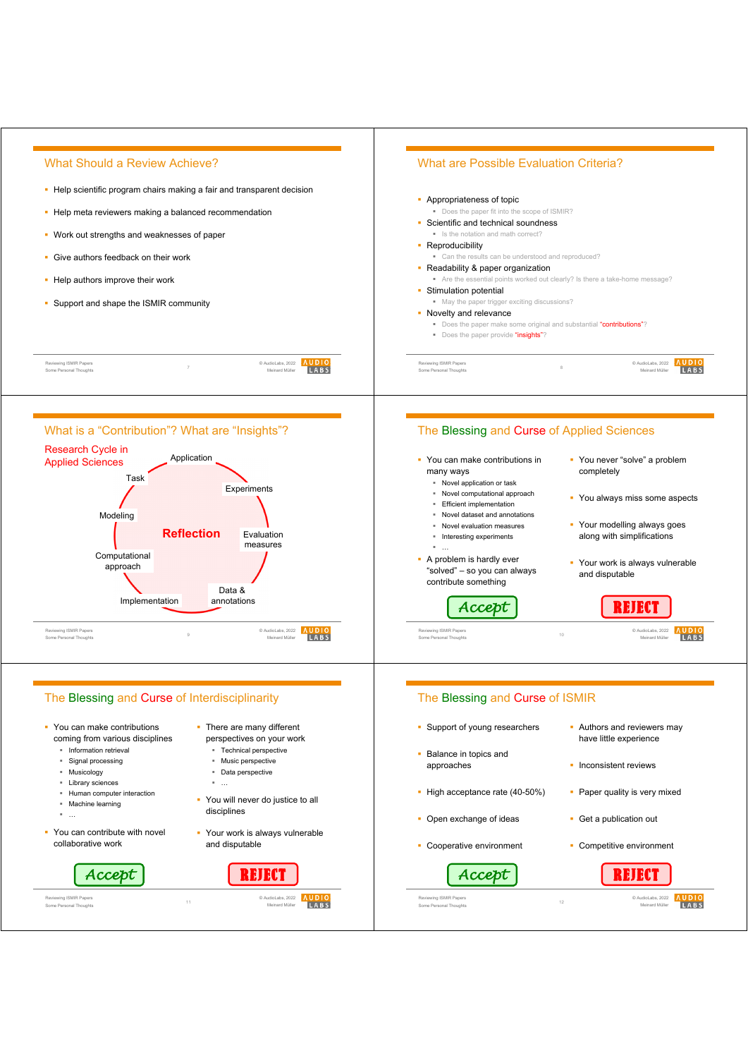## What Should a Review Achieve?

- Help scientific program chairs making a fair and transparent decision
- Help meta reviewers making a balanced recommendation
- Work out strengths and weaknesses of paper
- Give authors feedback on their work
- Help authors improve their work
- Support and shape the ISMIR community

## What are Possible Evaluation Criteria?

- Appropriateness of topic
  - Does the paper fit into the scope of ISMIR?
- Scientific and technical soundness
  - Is the notation and math correct?
- Reproducibility
  - Can the results can be understood and reproduced?
- Readability & paper organization
  - Are the essential points worked out clearly? Is there a take-home message?
- Stimulation potential
  - May the paper trigger exciting discussions?
- Novelty and relevance
  - Does the paper make some original and substantial "contributions"?
  - Does the paper provide "insights"?

## What is a "Contribution"? What are "Insights"?

Research Cycle in Applied Sciences

Application → Experiments → Evaluation measures → Data & annotations → Implementation → Computational approach → Modeling → Task

Reflection

## The Blessing and Curse of Applied Sciences

- You can make contributions in many ways
  - Novel application or task
  - Novel computational approach
  - Efficient implementation
  - Novel dataset and annotations
  - Novel evaluation measures
  - Interesting experiments
  - …
- A problem is hardly ever "solved" – so you can always contribute something

Accept

- You never "solve" a problem completely
- You always miss some aspects
- Your modelling always goes along with simplifications
- Your work is always vulnerable and disputable

REJECT

## The Blessing and Curse of Interdisciplinarity

- You can make contributions coming from various disciplines
  - Information retrieval
  - Signal processing
  - Musicology
  - Library sciences
  - Human computer interaction
  - Machine learning
  - …
- You can contribute with novel collaborative work

Accept

- There are many different perspectives on your work
  - Technical perspective
  - Music perspective
  - Data perspective
  - …
- You will never do justice to all disciplines
- Your work is always vulnerable and disputable

REJECT

## The Blessing and Curse of ISMIR

- Support of young researchers
- Balance in topics and approaches
- High acceptance rate (40-50%)
- Open exchange of ideas
- Cooperative environment

Accept

- Authors and reviewers may have little experience
- Inconsistent reviews
- Paper quality is very mixed
- Get a publication out
- Competitive environment

REJECT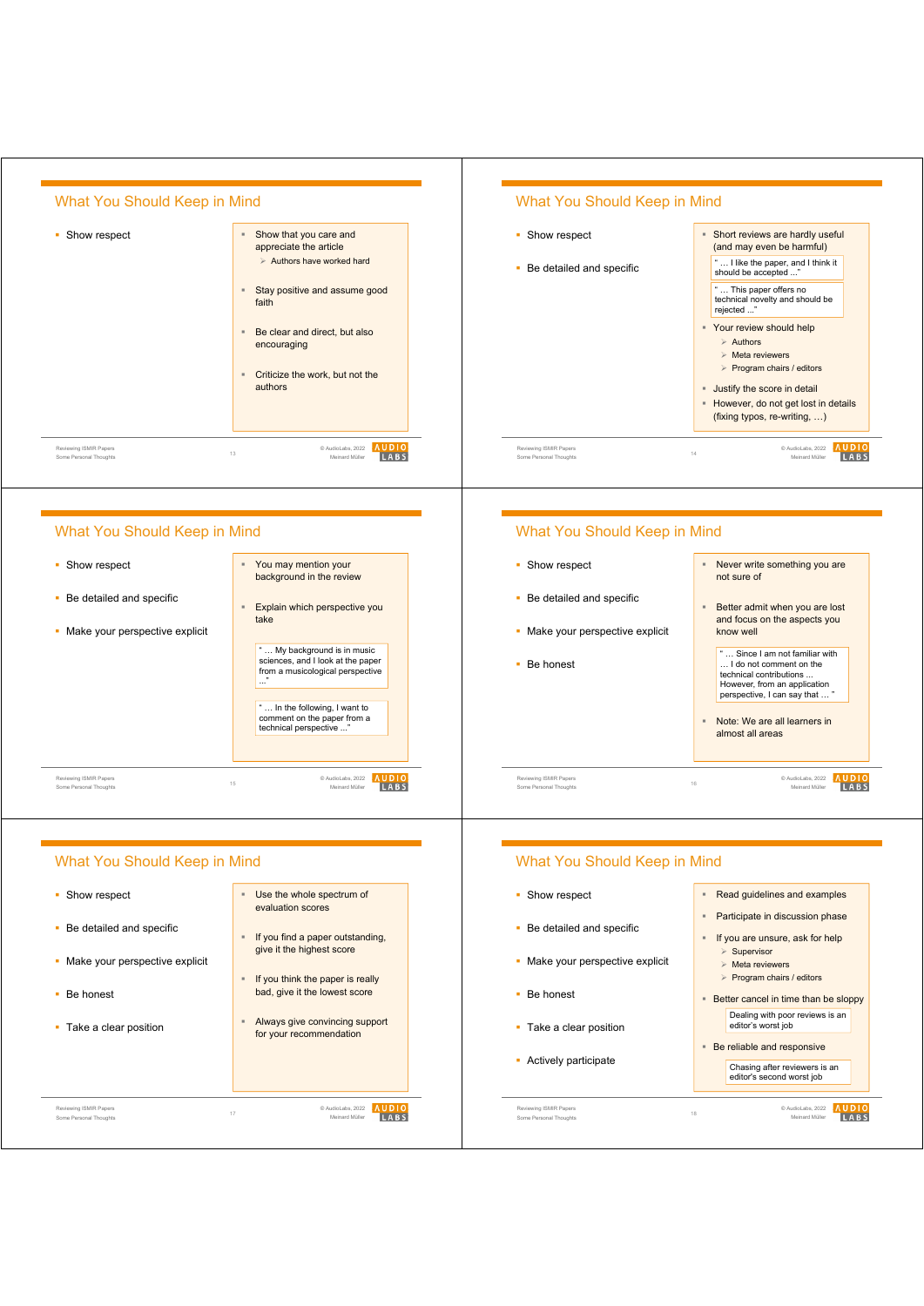## What You Should Keep in Mind

- Show respect

- Show that you care and appreciate the article
  - Authors have worked hard
- Stay positive and assume good faith
- Be clear and direct, but also encouraging
- Criticize the work, but not the authors

## What You Should Keep in Mind

- Show respect
- Be detailed and specific

- Short reviews are hardly useful (and may even be harmful)

  " … I like the paper, and I think it should be accepted …"

  " … This paper offers no technical novelty and should be rejected …"
- Your review should help
  - Authors
  - Meta reviewers
  - Program chairs / editors
- Justify the score in detail
- However, do not get lost in details (fixing typos, re-writing, …)

## What You Should Keep in Mind

- Show respect
- Be detailed and specific
- Make your perspective explicit

- You may mention your background in the review
- Explain which perspective you take

  " … My background is in music sciences, and I look at the paper from a musicological perspective …"

  " … In the following, I want to comment on the paper from a technical perspective …"

## What You Should Keep in Mind

- Show respect
- Be detailed and specific
- Make your perspective explicit
- Be honest

- Never write something you are not sure of
- Better admit when you are lost and focus on the aspects you know well

  " … Since I am not familiar with … I do not comment on the technical contributions … However, from an application perspective, I can say that … "
- Note: We are all learners in almost all areas

## What You Should Keep in Mind

- Show respect
- Be detailed and specific
- Make your perspective explicit
- Be honest
- Take a clear position

- Use the whole spectrum of evaluation scores
- If you find a paper outstanding, give it the highest score
- If you think the paper is really bad, give it the lowest score
- Always give convincing support for your recommendation

## What You Should Keep in Mind

- Show respect
- Be detailed and specific
- Make your perspective explicit
- Be honest
- Take a clear position
- Actively participate

- Read guidelines and examples
- Participate in discussion phase
- If you are unsure, ask for help
  - Supervisor
  - Meta reviewers
  - Program chairs / editors
- Better cancel in time than be sloppy

  Dealing with poor reviews is an editor's worst job
- Be reliable and responsive

  Chasing after reviewers is an editor's second worst job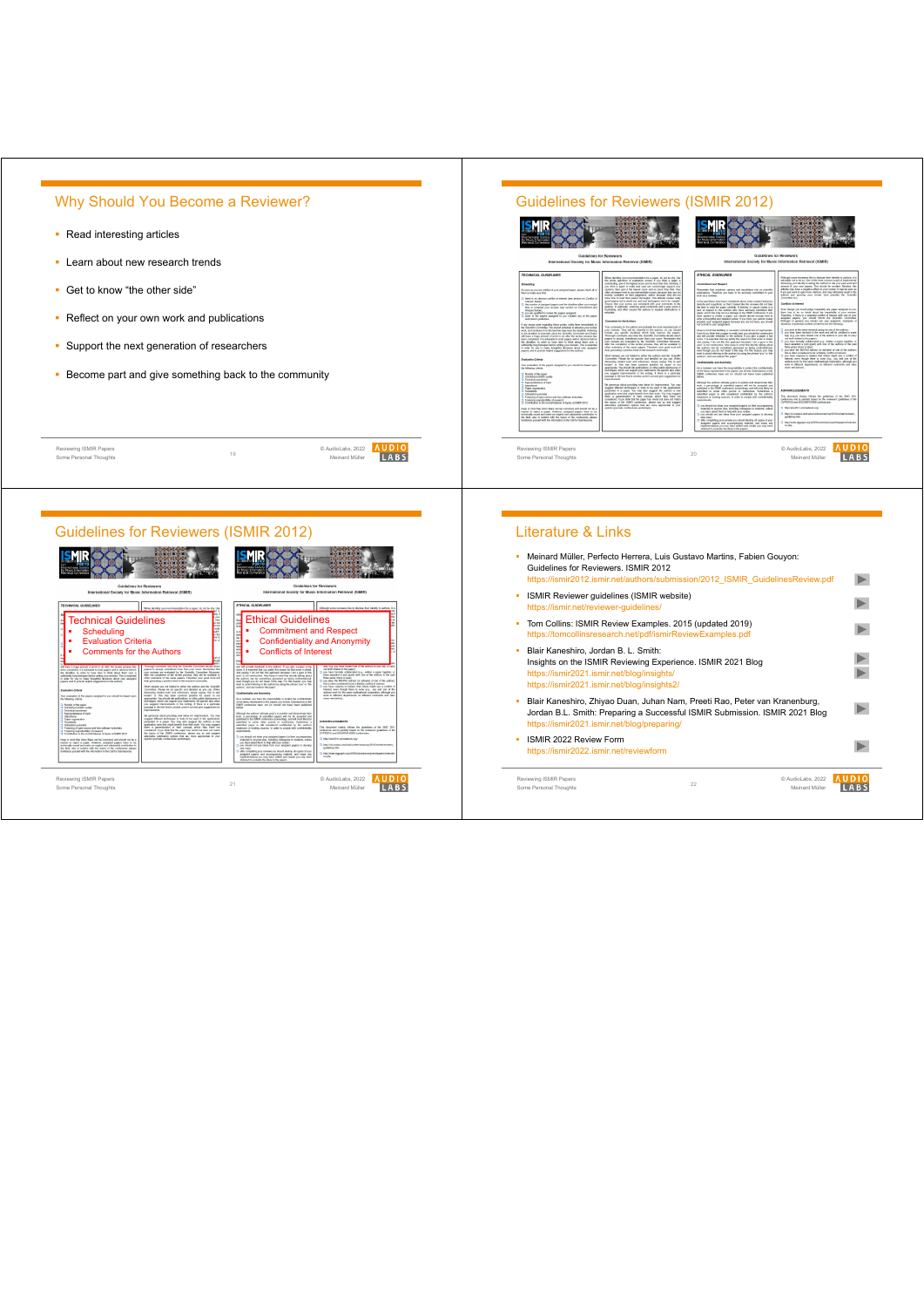## Why Should You Become a Reviewer?

- Read interesting articles
- Learn about new research trends
- Get to know "the other side"
- Reflect on your own work and publications
- Support the next generation of researchers
- Become part and give something back to the community

## Guidelines for Reviewers (ISMIR 2012)

## Guidelines for Reviewers (ISMIR 2012)

- Technical Guidelines
  - Scheduling
  - Evaluation Criteria
  - Comments for the Authors
- Ethical Guidelines
  - Commitment and Respect
  - Confidentiality and Anonymity
  - Conflicts of Interest

## Literature & Links

- Meinard Müller, Perfecto Herrera, Luis Gustavo Martins, Fabien Gouyon: Guidelines for Reviewers. ISMIR 2012
  https://ismir2012.ismir.net/authors/submission/2012_ISMIR_GuidelinesReview.pdf
- ISMIR Reviewer guidelines (ISMIR website)
  https://ismir.net/reviewer-guidelines/
- Tom Collins: ISMIR Review Examples. 2015 (updated 2019)
  https://tomcollinsresearch.net/pdf/ismirReviewExamples.pdf
- Blair Kaneshiro, Jordan B. L. Smith: Insights on the ISMIR Reviewing Experience. ISMIR 2021 Blog
  https://ismir2021.ismir.net/blog/insights/
  https://ismir2021.ismir.net/blog/insights2/
- Blair Kaneshiro, Zhiyao Duan, Juhan Nam, Preeti Rao, Peter van Kranenburg, Jordan B.L. Smith: Preparing a Successful ISMIR Submission. ISMIR 2021 Blog
  https://ismir2021.ismir.net/blog/preparing/
- ISMIR 2022 Review Form
  https://ismir2022.ismir.net/reviewform